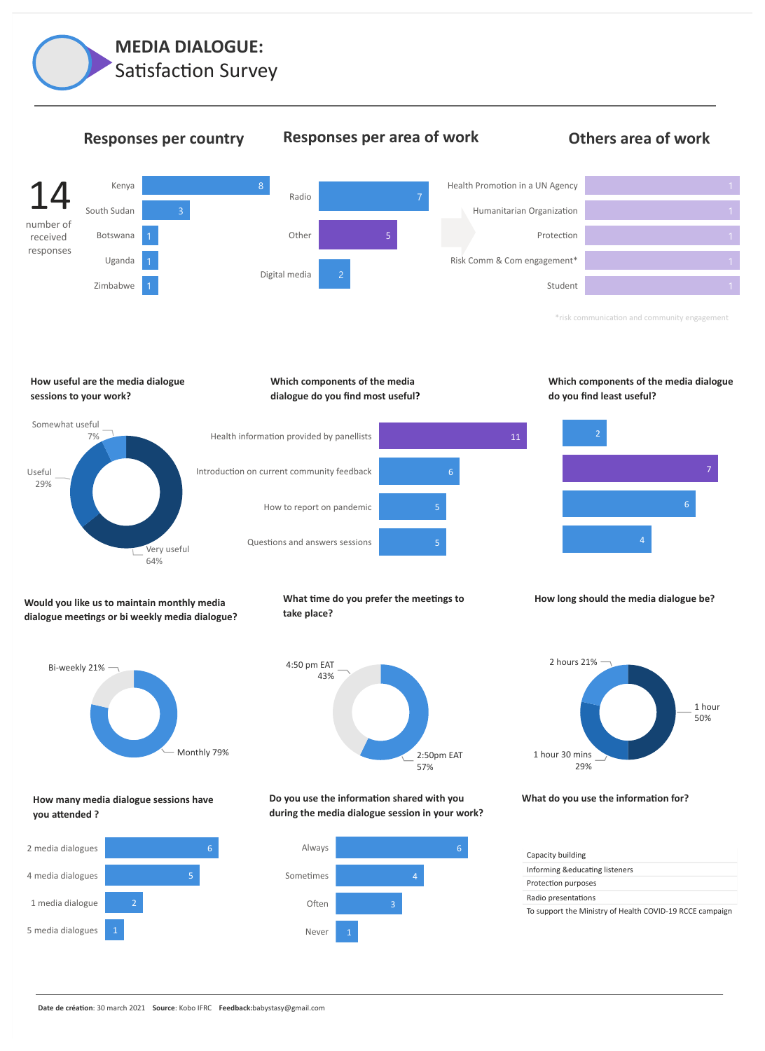# MEDIA DIALOGUE:
## Satisfaction Survey

### Responses per country

**14** number of received responses

| Country | Responses |
|---|---|
| Kenya | 8 |
| South Sudan | 3 |
| Botswana | 1 |
| Uganda | 1 |
| Zimbabwe | 1 |

### Responses per area of work

| Area of work | Responses |
|---|---|
| Radio | 7 |
| Other | 5 |
| Digital media | 2 |

### Others area of work

| Area of work | Responses |
|---|---|
| Health Promotion in a UN Agency | 1 |
| Humanitarian Organization | 1 |
| Protection | 1 |
| Risk Comm & Com engagement* | 1 |
| Student | 1 |

*risk communication and community engagement

### How useful are the media dialogue sessions to your work?

| Answer | % |
|---|---|
| Very useful | 64% |
| Useful | 29% |
| Somewhat useful | 7% |

### Which components of the media dialogue do you find most useful?

| Component | Responses |
|---|---|
| Health information provided by panellists | 11 |
| Introduction on current community feedback | 6 |
| How to report on pandemic | 5 |
| Questions and answers sessions | 5 |

### Which components of the media dialogue do you find least useful?

| Responses |
|---|
| 2 |
| 7 |
| 6 |
| 4 |

### Would you like us to maintain monthly media dialogue meetings or bi weekly media dialogue?

| Answer | % |
|---|---|
| Monthly | 79% |
| Bi-weekly | 21% |

### What time do you prefer the meetings to take place?

| Answer | % |
|---|---|
| 2:50pm EAT | 57% |
| 4:50 pm EAT | 43% |

### How long should the media dialogue be?

| Answer | % |
|---|---|
| 1 hour | 50% |
| 1 hour 30 mins | 29% |
| 2 hours | 21% |

### How many media dialogue sessions have you attended ?

| Answer | Responses |
|---|---|
| 2 media dialogues | 6 |
| 4 media dialogues | 5 |
| 1 media dialogue | 2 |
| 5 media dialogues | 1 |

### Do you use the information shared with you during the media dialogue session in your work?

| Answer | Responses |
|---|---|
| Always | 6 |
| Sometimes | 4 |
| Often | 3 |
| Never | 1 |

### What do you use the information for?

- Capacity building
- Informing &educating listeners
- Protection purposes
- Radio presentations
- To support the Ministry of Health COVID-19 RCCE campaign

**Date de création**: 30 march 2021 **Source**: Kobo IFRC **Feedback**:babystasy@gmail.com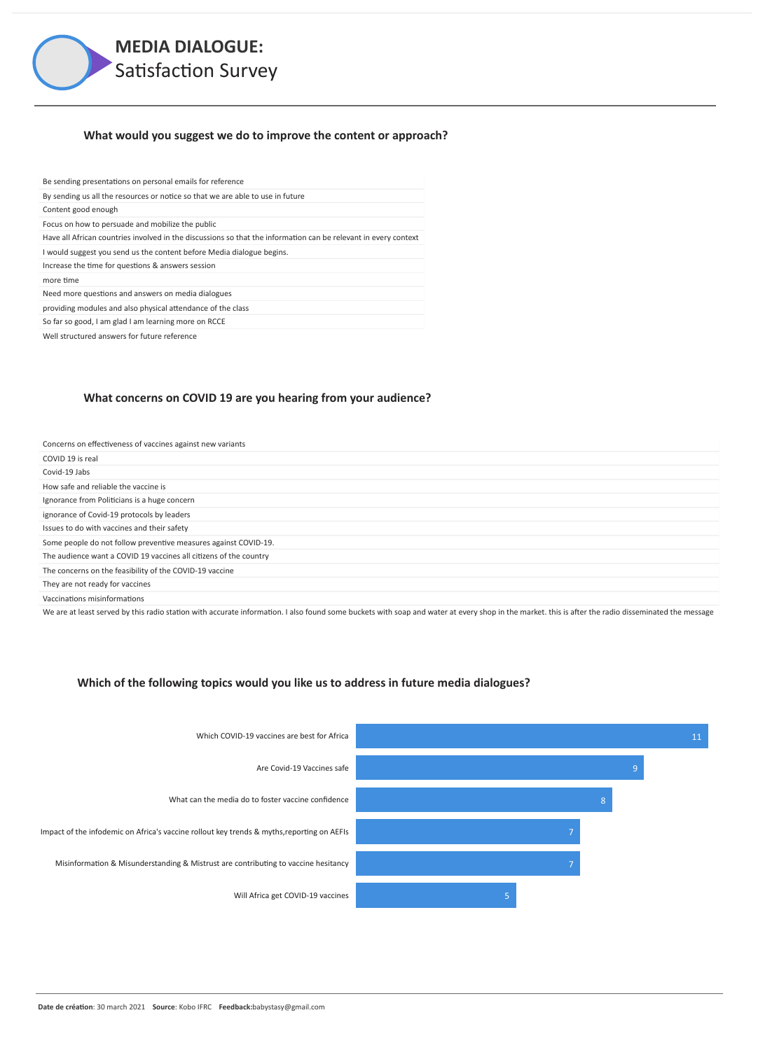# **MEDIA DIALOGUE:** Satisfaction Survey

### What would you suggest we do to improve the content or approach?

Be sending presentations on personal emails for reference

By sending us all the resources or notice so that we are able to use in future

Content good enough

Focus on how to persuade and mobilize the public

Have all African countries involved in the discussions so that the information can be relevant in every context

I would suggest you send us the content before Media dialogue begins.

Increase the time for questions & answers session

more time

Need more questions and answers on media dialogues

providing modules and also physical attendance of the class

So far so good, I am glad I am learning more on RCCE

Well structured answers for future reference

### What concerns on COVID 19 are you hearing from your audience?

Concerns on effectiveness of vaccines against new variants

COVID 19 is real

Covid-19 Jabs

How safe and reliable the vaccine is

Ignorance from Politicians is a huge concern

ignorance of Covid-19 protocols by leaders

Issues to do with vaccines and their safety

Some people do not follow preventive measures against COVID-19.

The audience want a COVID 19 vaccines all citizens of the country

The concerns on the feasibility of the COVID-19 vaccine

They are not ready for vaccines

Vaccinations misinformations

We are at least served by this radio station with accurate information. I also found some buckets with soap and water at every shop in the market. this is after the radio disseminated the message

### Which of the following topics would you like us to address in future media dialogues?

Which COVID-19 vaccines are best for Africa 11

Are Covid-19 Vaccines safe 9

What can the media do to foster vaccine confidence 8

Impact of the infodemic on Africa's vaccine rollout key trends & myths,reporting on AEFIs 7

Misinformation & Misunderstanding & Mistrust are contributing to vaccine hesitancy 7

Will Africa get COVID-19 vaccines 5

**Date de création**: 30 march 2021 **Source**: Kobo IFRC **Feedback:**babystasy@gmail.com